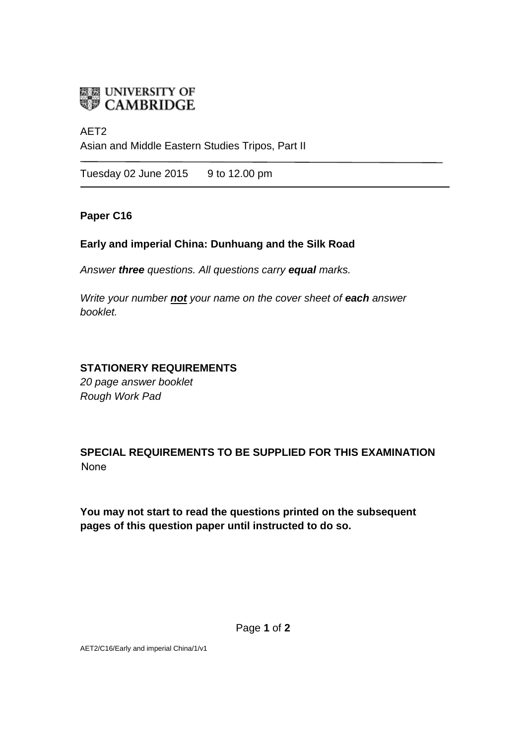UNIVERSITY OF CAMBRIDGE

AET2

Asian and Middle Eastern Studies Tripos, Part II

---

Tuesday 02 June 2015 9 to 12.00 pm

---

**Paper C16**

**Early and imperial China: Dunhuang and the Silk Road**

*Answer* ***three*** *questions. All questions carry* ***equal*** *marks.*

*Write your number* ***not*** *your name on the cover sheet of* ***each*** *answer booklet.*

**STATIONERY REQUIREMENTS**

*20 page answer booklet*

*Rough Work Pad*

**SPECIAL REQUIREMENTS TO BE SUPPLIED FOR THIS EXAMINATION**

None

**You may not start to read the questions printed on the subsequent pages of this question paper until instructed to do so.**

AET2/C16/Early and imperial China/1/v1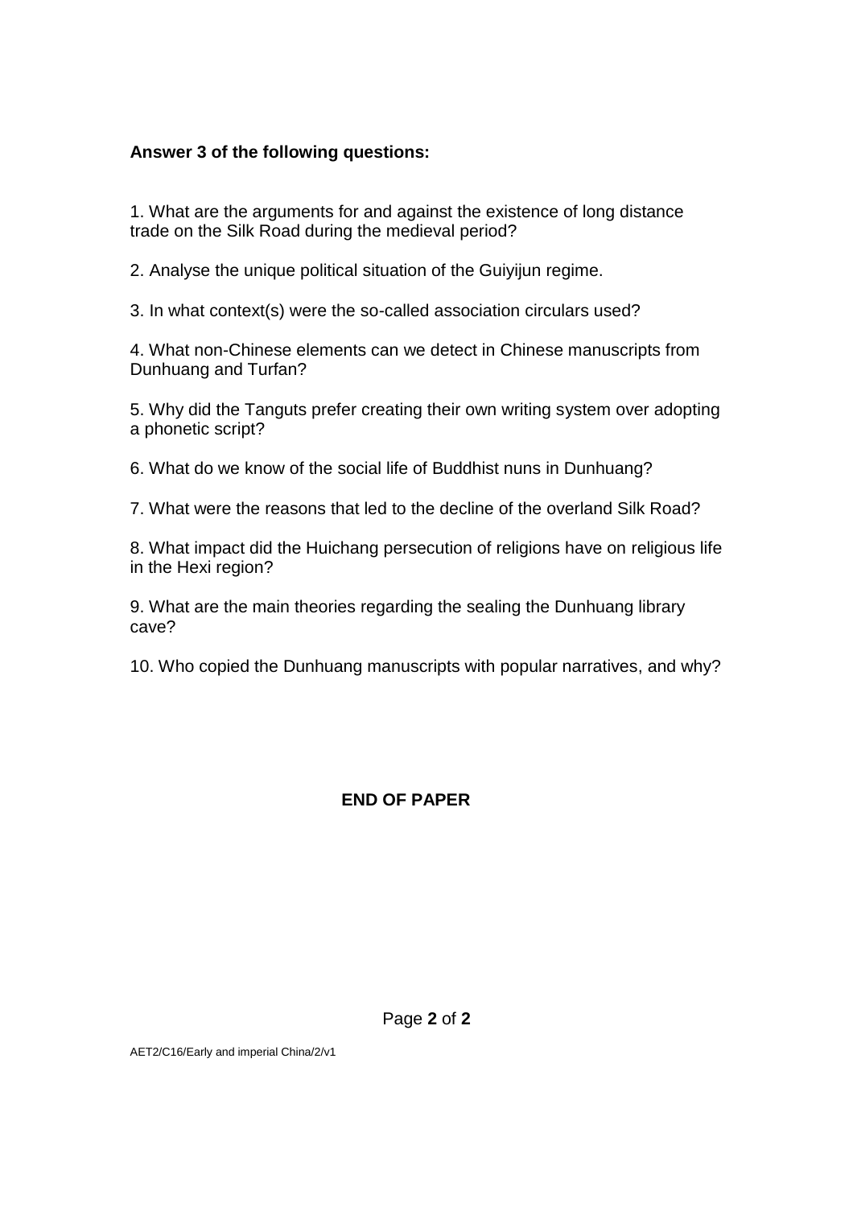**Answer 3 of the following questions:**

1. What are the arguments for and against the existence of long distance trade on the Silk Road during the medieval period?

2. Analyse the unique political situation of the Guiyijun regime.

3. In what context(s) were the so-called association circulars used?

4. What non-Chinese elements can we detect in Chinese manuscripts from Dunhuang and Turfan?

5. Why did the Tanguts prefer creating their own writing system over adopting a phonetic script?

6. What do we know of the social life of Buddhist nuns in Dunhuang?

7. What were the reasons that led to the decline of the overland Silk Road?

8. What impact did the Huichang persecution of religions have on religious life in the Hexi region?

9. What are the main theories regarding the sealing the Dunhuang library cave?

10. Who copied the Dunhuang manuscripts with popular narratives, and why?

**END OF PAPER**